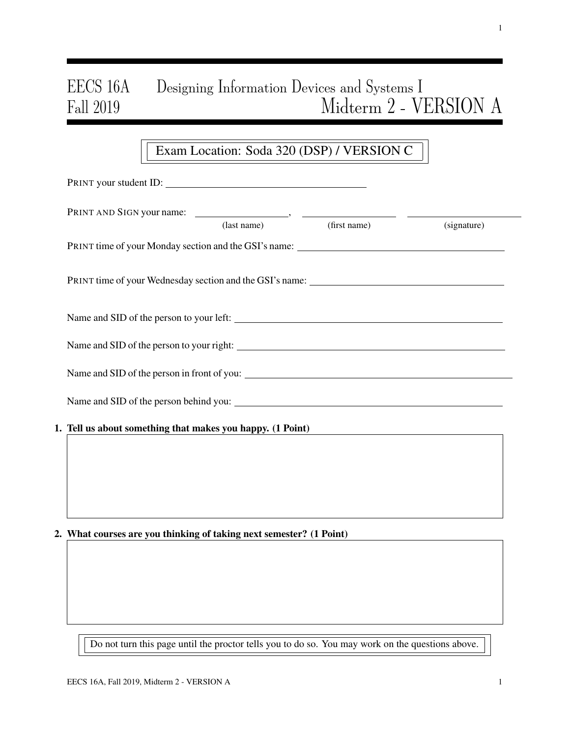# EECS 16A Designing Information Devices and Systems I
# Fall 2019 Midterm 2 - VERSION A

Exam Location: Soda 320 (DSP) / VERSION C

PRINT your student ID: ________________________________

PRINT AND SIGN your name: ________________, ________________ ________________
(last name) (first name) (signature)

PRINT time of your Monday section and the GSI's name: ________________________________

PRINT time of your Wednesday section and the GSI's name: ________________________________

Name and SID of the person to your left: ________________________________

Name and SID of the person to your right: ________________________________

Name and SID of the person in front of you: ________________________________

Name and SID of the person behind you: ________________________________

**1. Tell us about something that makes you happy. (1 Point)**

**2. What courses are you thinking of taking next semester? (1 Point)**

Do not turn this page until the proctor tells you to do so. You may work on the questions above.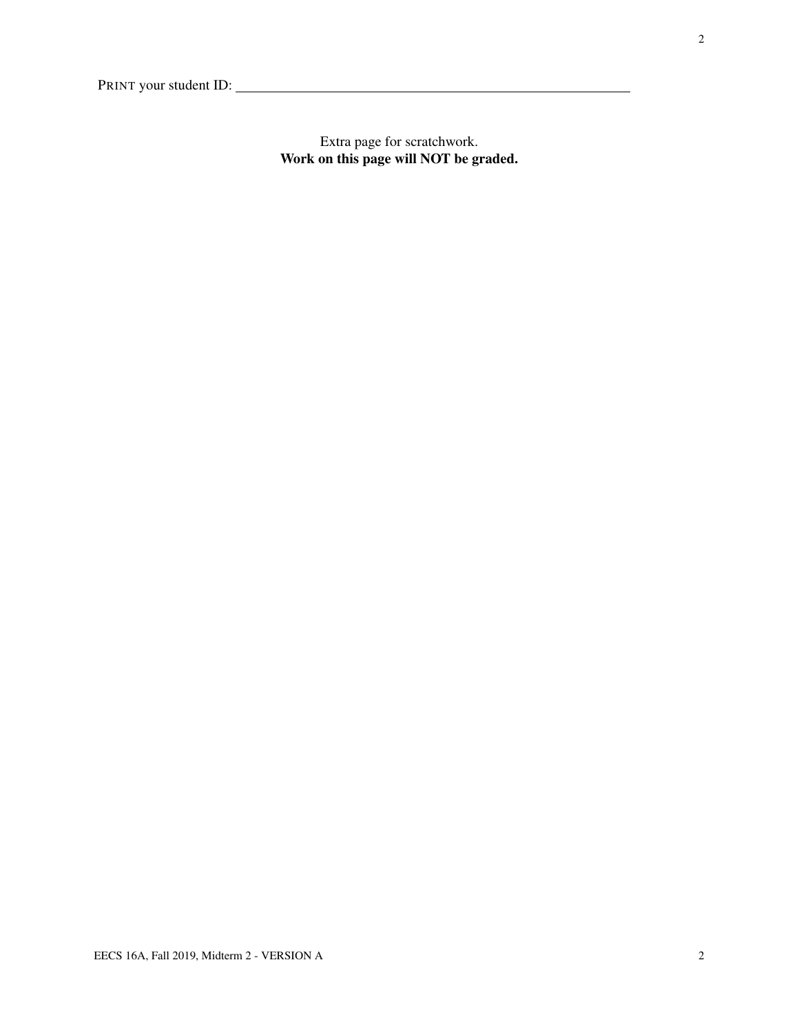PRINT your student ID: ____________________

Extra page for scratchwork.
**Work on this page will NOT be graded.**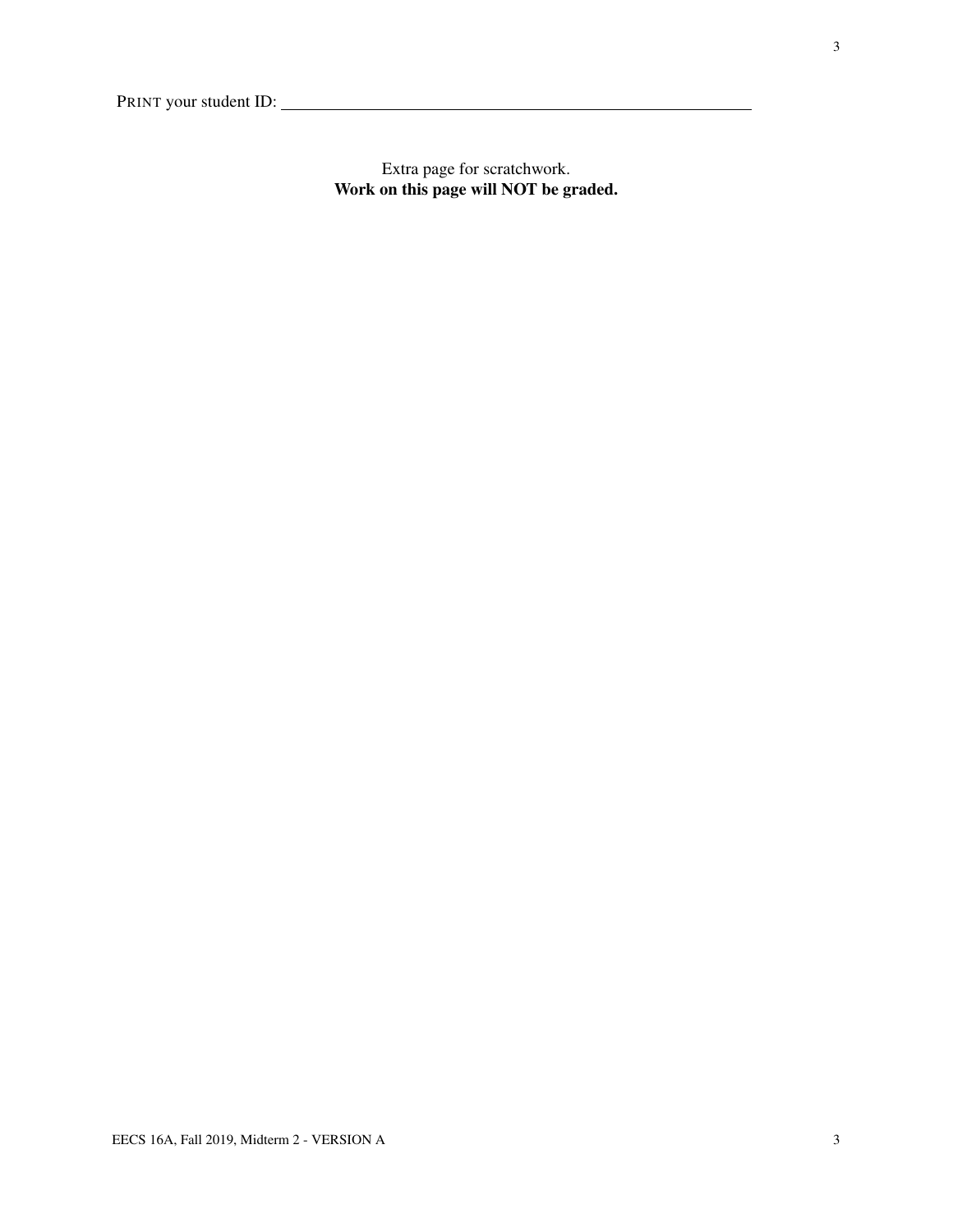PRINT your student ID: \_\_\_\_\_\_\_\_\_\_\_\_\_\_\_\_\_\_\_\_\_\_\_\_\_\_\_\_\_\_\_\_\_\_\_\_\_\_\_\_

Extra page for scratchwork.
**Work on this page will NOT be graded.**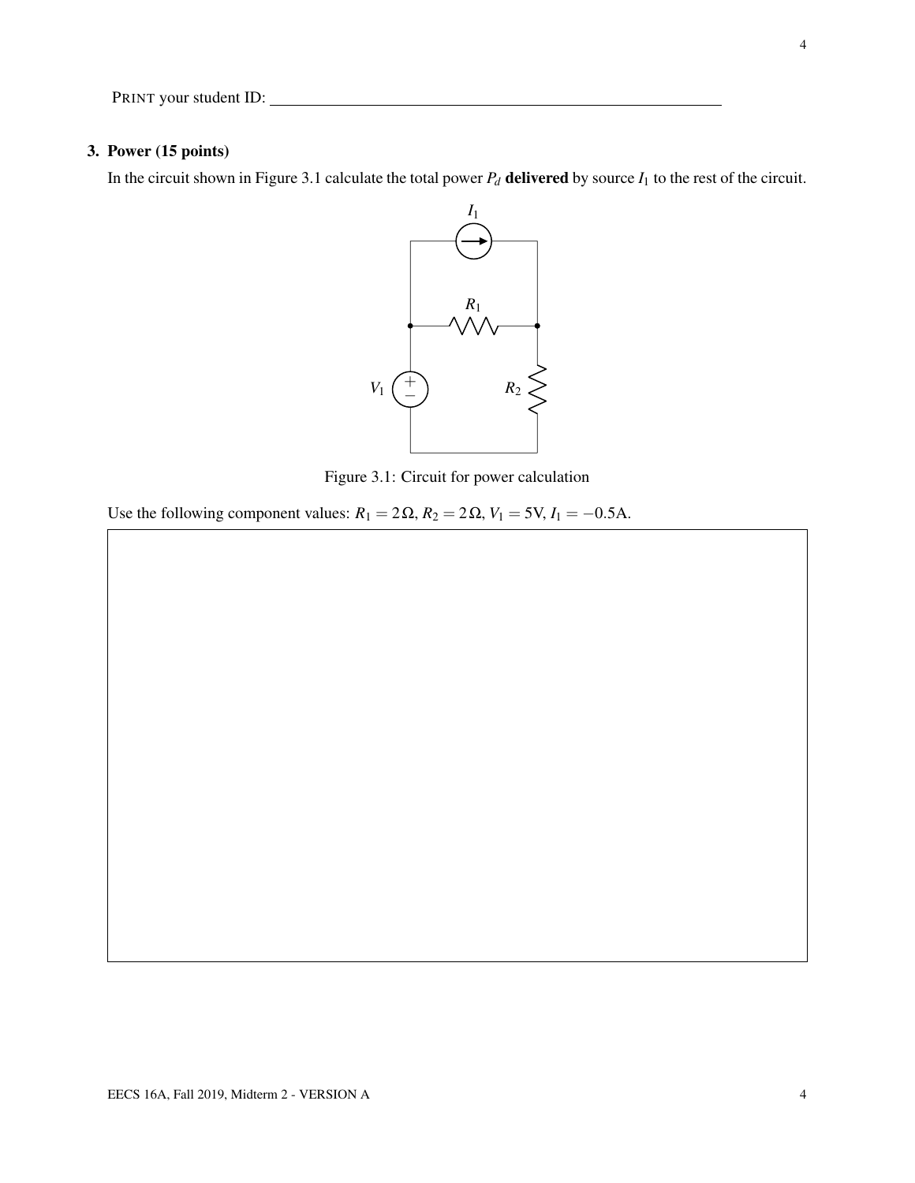PRINT your student ID: ____________________

### 3. Power (15 points)

In the circuit shown in Figure 3.1 calculate the total power $P_d$ **delivered** by source $I_1$ to the rest of the circuit.

$I_1$

$R_1$

$V_1$

$R_2$

Figure 3.1: Circuit for power calculation

Use the following component values: $R_1 = 2\,\Omega$, $R_2 = 2\,\Omega$, $V_1 = 5\text{V}$, $I_1 = -0.5\text{A}$.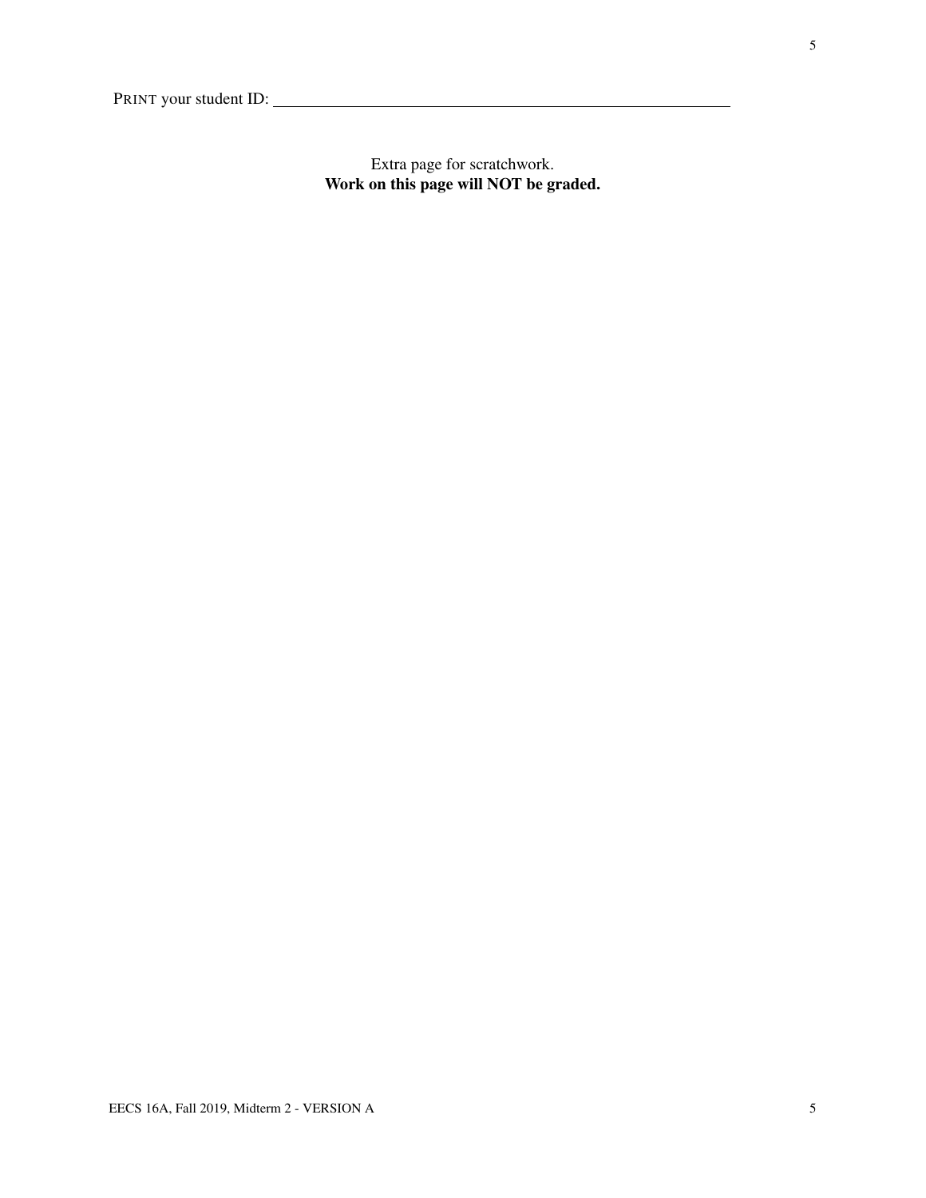PRINT your student ID: ____________________

Extra page for scratchwork.
**Work on this page will NOT be graded.**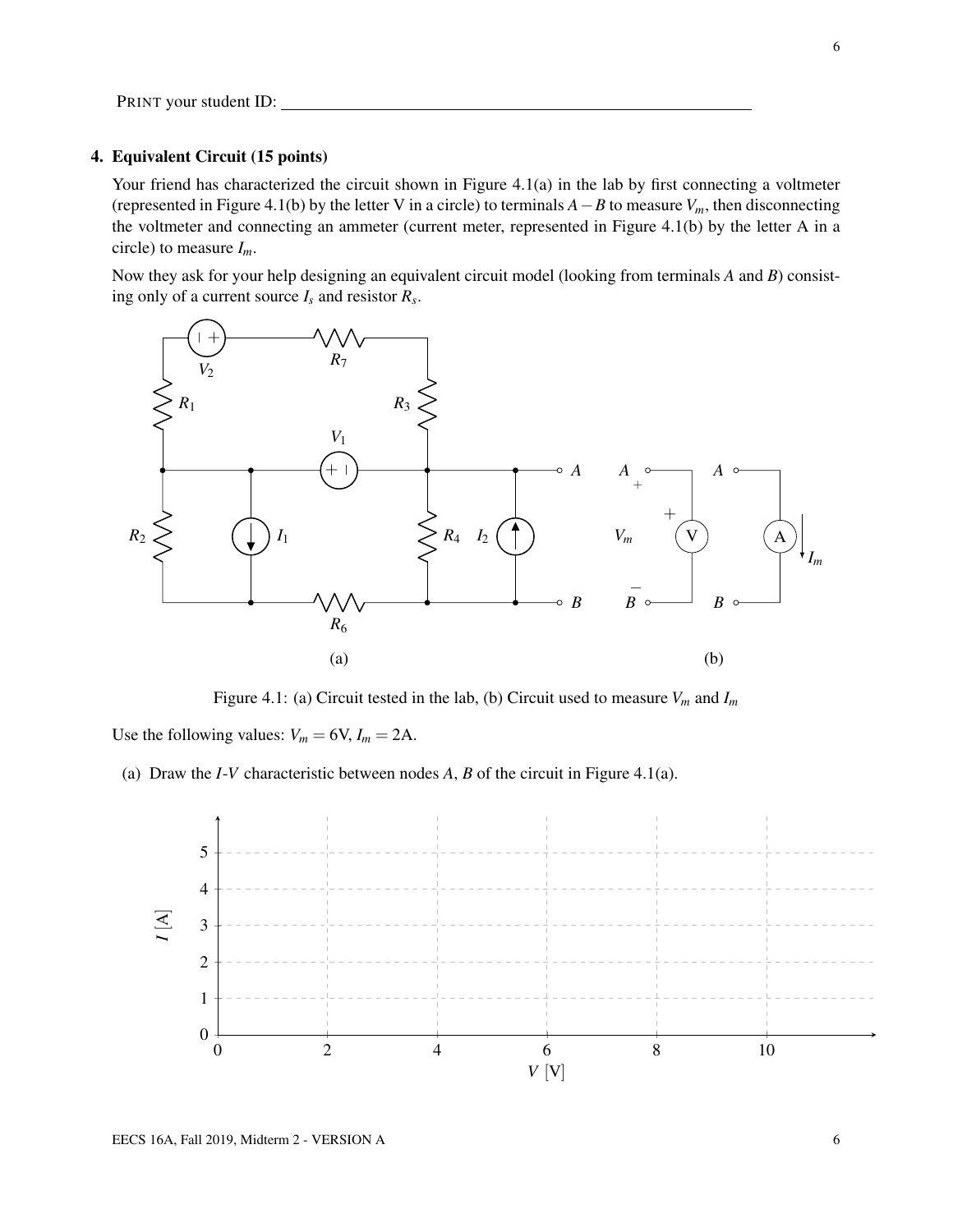PRINT your student ID: ____________________

## 4. Equivalent Circuit (15 points)

Your friend has characterized the circuit shown in Figure 4.1(a) in the lab by first connecting a voltmeter (represented in Figure 4.1(b) by the letter V in a circle) to terminals $A-B$ to measure $V_m$, then disconnecting the voltmeter and connecting an ammeter (current meter, represented in Figure 4.1(b) by the letter A in a circle) to measure $I_m$.

Now they ask for your help designing an equivalent circuit model (looking from terminals $A$ and $B$) consisting only of a current source $I_s$ and resistor $R_s$.

$V_2$ $R_7$ $R_1$ $R_3$ $V_1$ $A$ $R_2$ $I_1$ $R_4$ $I_2$ $B$ $R_6$

(a)

$A$ + $V_m$ V − $B$ $A$ A $I_m$ $B$

(b)

Figure 4.1: (a) Circuit tested in the lab, (b) Circuit used to measure $V_m$ and $I_m$

Use the following values: $V_m = 6\text{V}$, $I_m = 2\text{A}$.

(a) Draw the *I-V* characteristic between nodes $A$, $B$ of the circuit in Figure 4.1(a).

$I$ [A]

0
1
2
3
4
5

0 2 4 6 8 10

$V$ [V]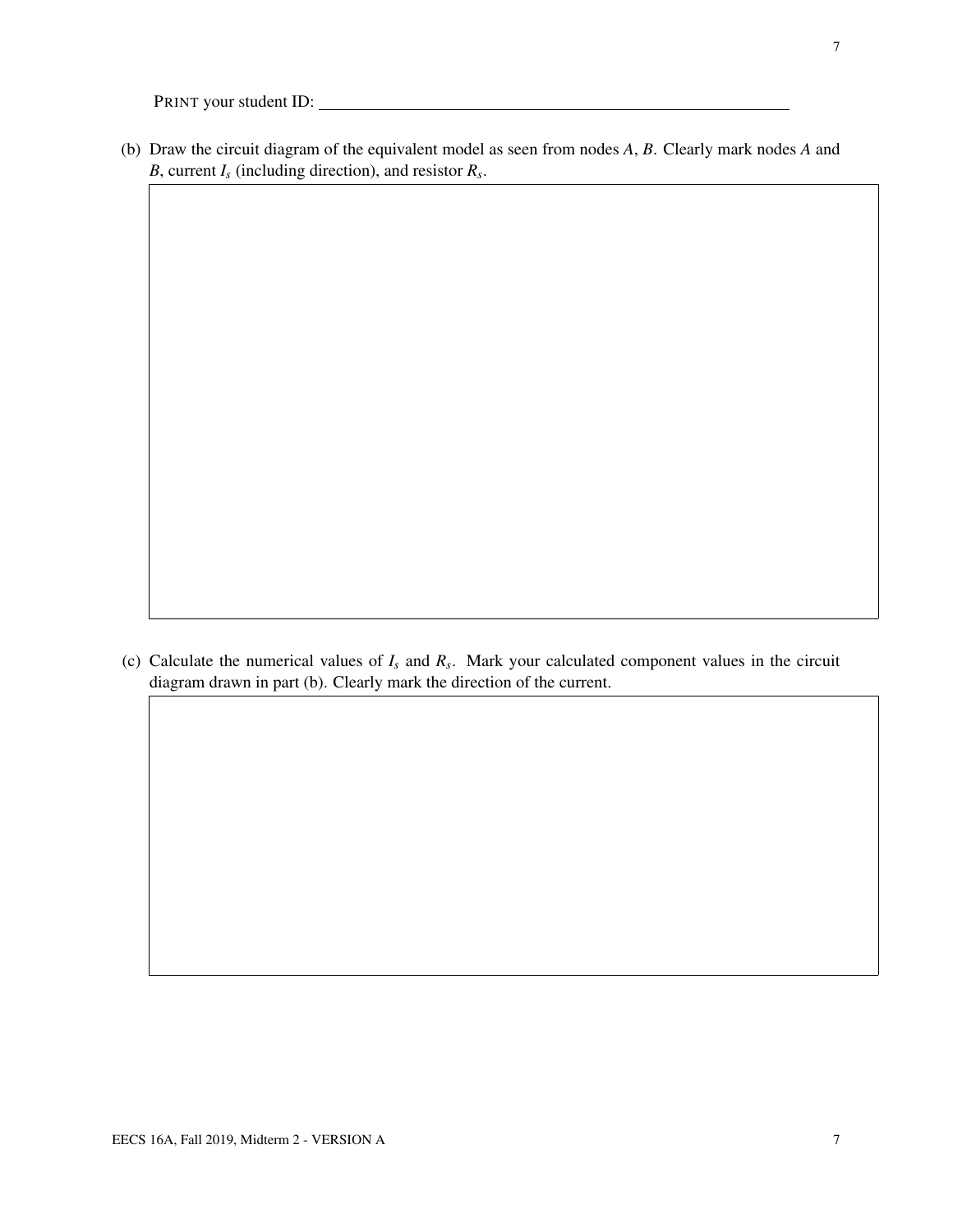PRINT your student ID: ____________________

(b) Draw the circuit diagram of the equivalent model as seen from nodes $A$, $B$. Clearly mark nodes $A$ and $B$, current $I_s$ (including direction), and resistor $R_s$.

(c) Calculate the numerical values of $I_s$ and $R_s$. Mark your calculated component values in the circuit diagram drawn in part (b). Clearly mark the direction of the current.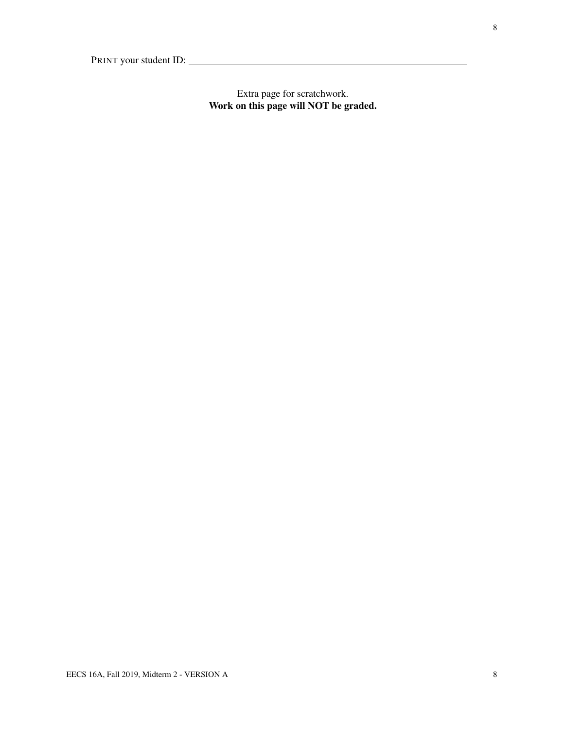PRINT your student ID: ________________________________________

Extra page for scratchwork.
**Work on this page will NOT be graded.**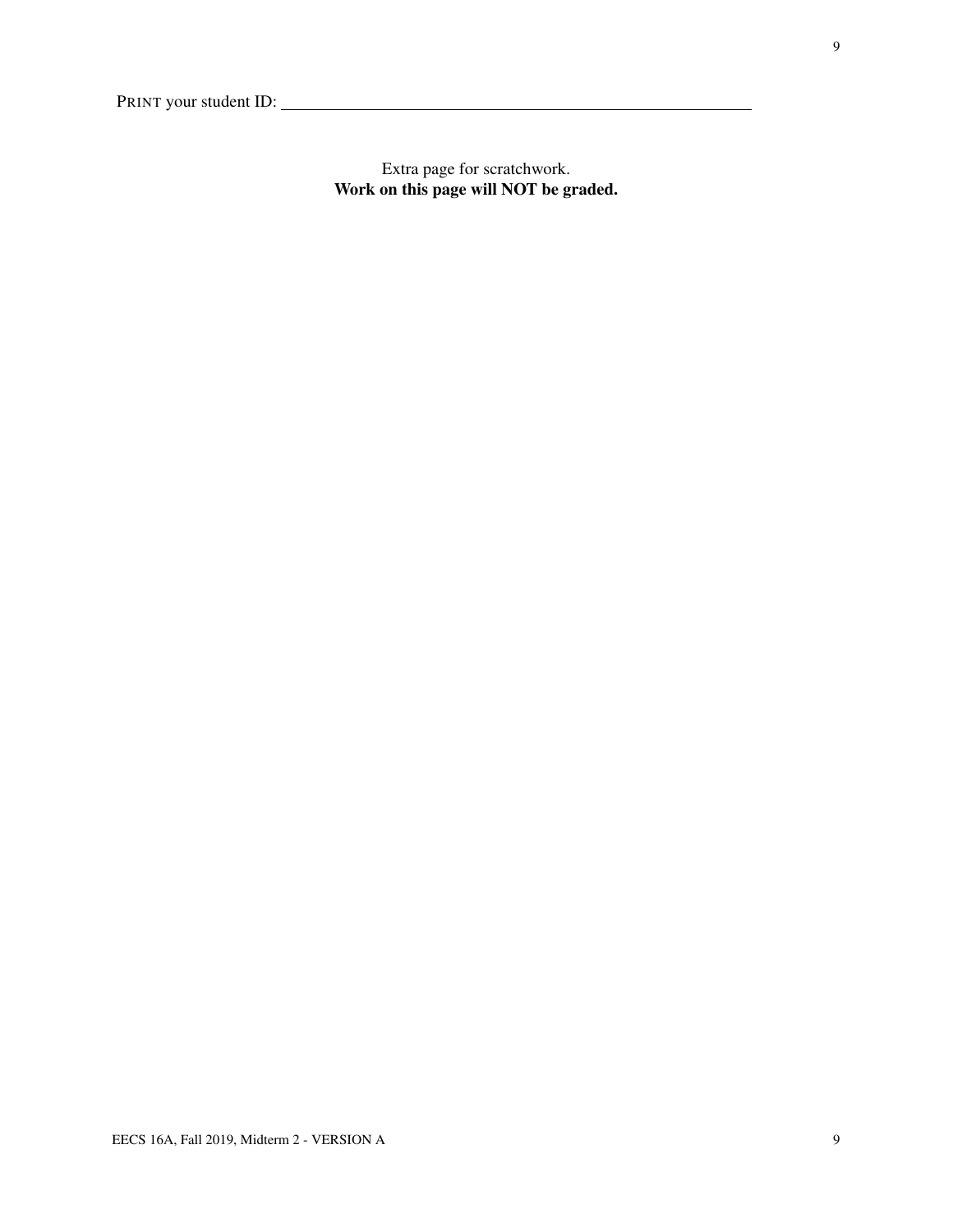PRINT your student ID: ______________________________

Extra page for scratchwork.
**Work on this page will NOT be graded.**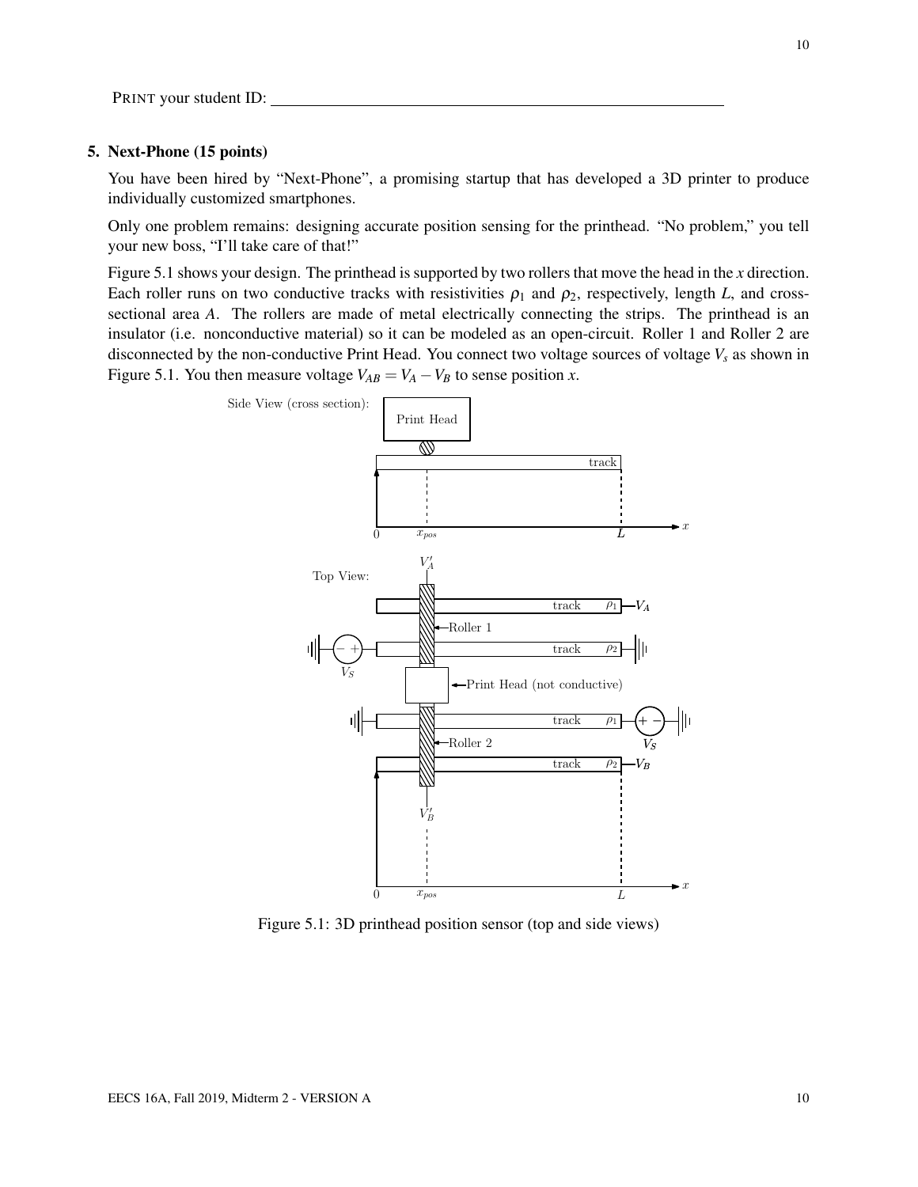PRINT your student ID: \_\_\_\_\_\_\_\_\_\_\_\_\_\_\_\_\_\_\_\_\_\_\_\_\_\_\_\_\_\_\_\_\_\_\_\_\_\_\_\_\_\_\_\_

## 5. Next-Phone (15 points)

You have been hired by "Next-Phone", a promising startup that has developed a 3D printer to produce individually customized smartphones.

Only one problem remains: designing accurate position sensing for the printhead. "No problem," you tell your new boss, "I'll take care of that!"

Figure 5.1 shows your design. The printhead is supported by two rollers that move the head in the $x$ direction. Each roller runs on two conductive tracks with resistivities $\rho_1$ and $\rho_2$, respectively, length $L$, and cross-sectional area $A$. The rollers are made of metal electrically connecting the strips. The printhead is an insulator (i.e. nonconductive material) so it can be modeled as an open-circuit. Roller 1 and Roller 2 are disconnected by the non-conductive Print Head. You connect two voltage sources of voltage $V_s$ as shown in Figure 5.1. You then measure voltage $V_{AB} = V_A - V_B$ to sense position $x$.

Side View (cross section):

Print Head

track

0 $x_{pos}$ $L$ $x$

Top View:

$V'_A$

track $\rho_1$ $V_A$

Roller 1

track $\rho_2$

$V_S$

Print Head (not conductive)

track $\rho_1$

$V_S$

Roller 2

track $\rho_2$ $V_B$

$V'_B$

0 $x_{pos}$ $L$ $x$

Figure 5.1: 3D printhead position sensor (top and side views)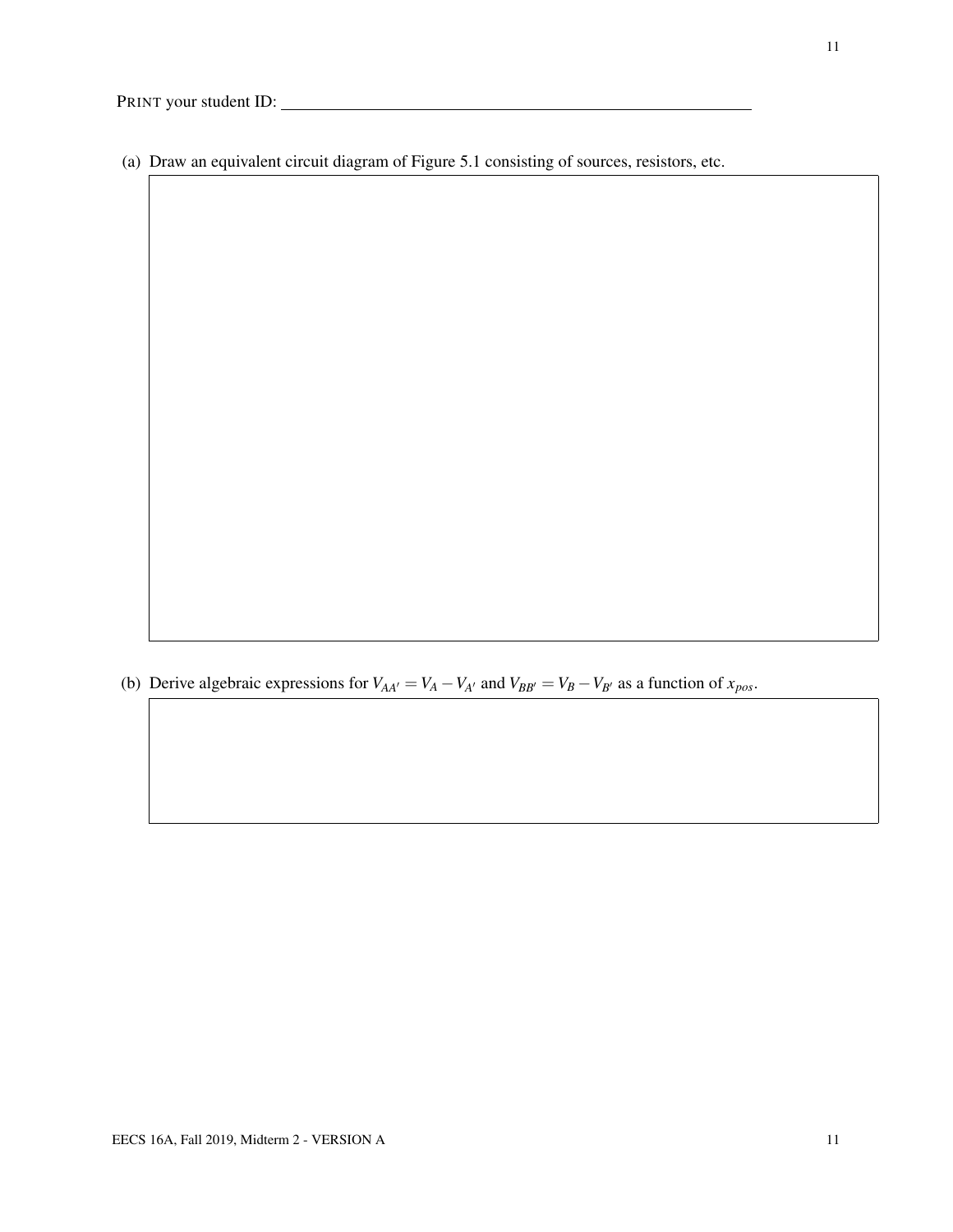PRINT your student ID: \_\_\_\_\_\_\_\_\_\_\_\_\_\_\_\_\_\_\_\_\_\_\_\_\_\_\_\_\_\_\_\_\_\_\_\_\_\_\_\_

(a) Draw an equivalent circuit diagram of Figure 5.1 consisting of sources, resistors, etc.

(b) Derive algebraic expressions for $V_{AA'} = V_A - V_{A'}$ and $V_{BB'} = V_B - V_{B'}$ as a function of $x_{pos}$.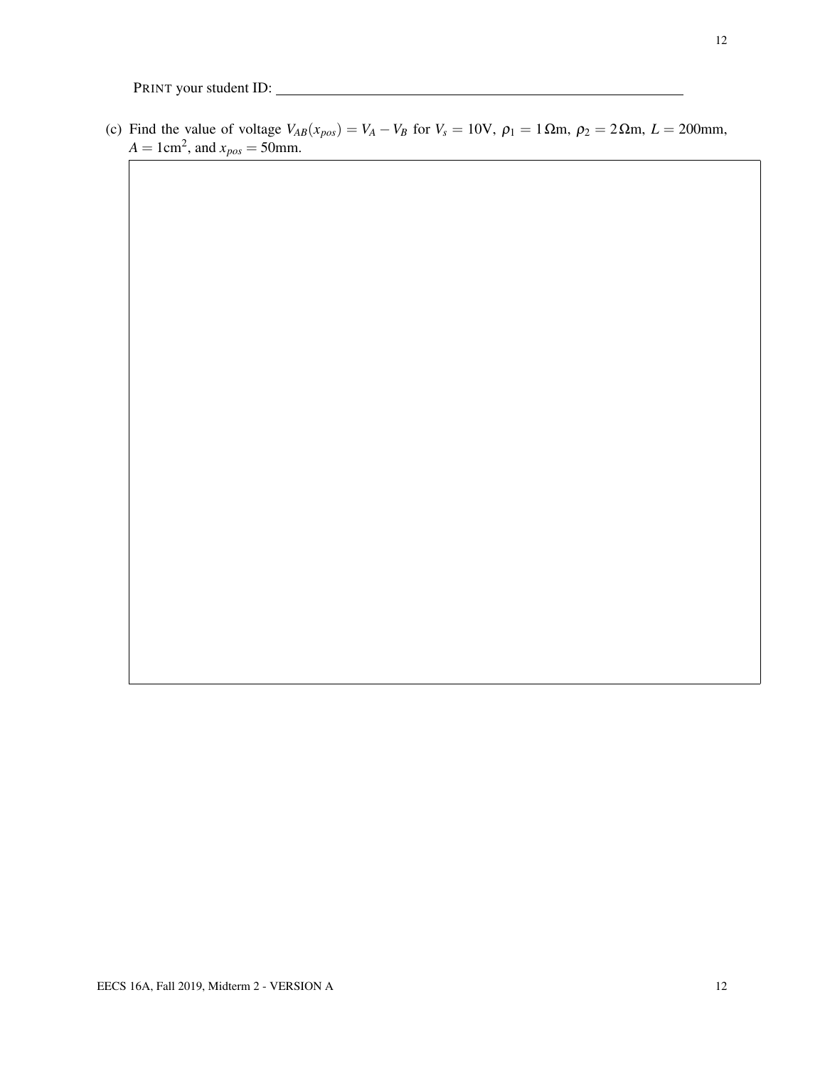PRINT your student ID: ______________________________

(c) Find the value of voltage $V_{AB}(x_{pos}) = V_A - V_B$ for $V_s = 10\text{V}$, $\rho_1 = 1\,\Omega\text{m}$, $\rho_2 = 2\,\Omega\text{m}$, $L = 200\text{mm}$, $A = 1\text{cm}^2$, and $x_{pos} = 50\text{mm}$.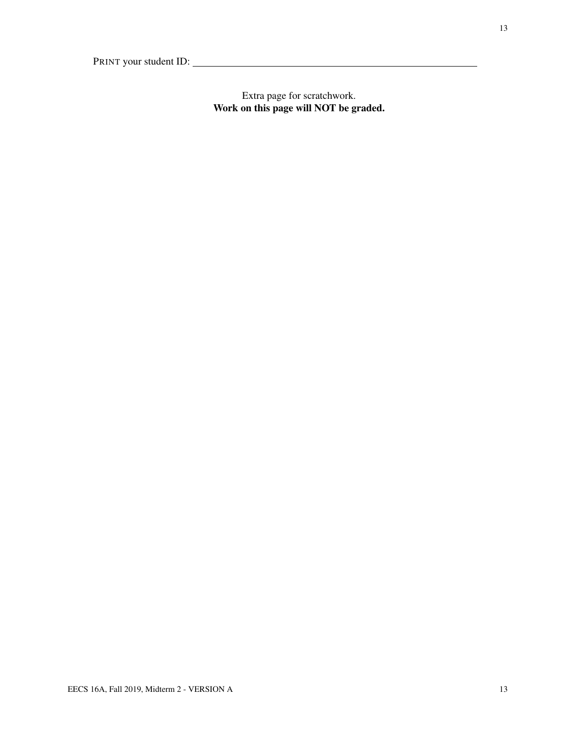PRINT your student ID: ________________________________

Extra page for scratchwork.
**Work on this page will NOT be graded.**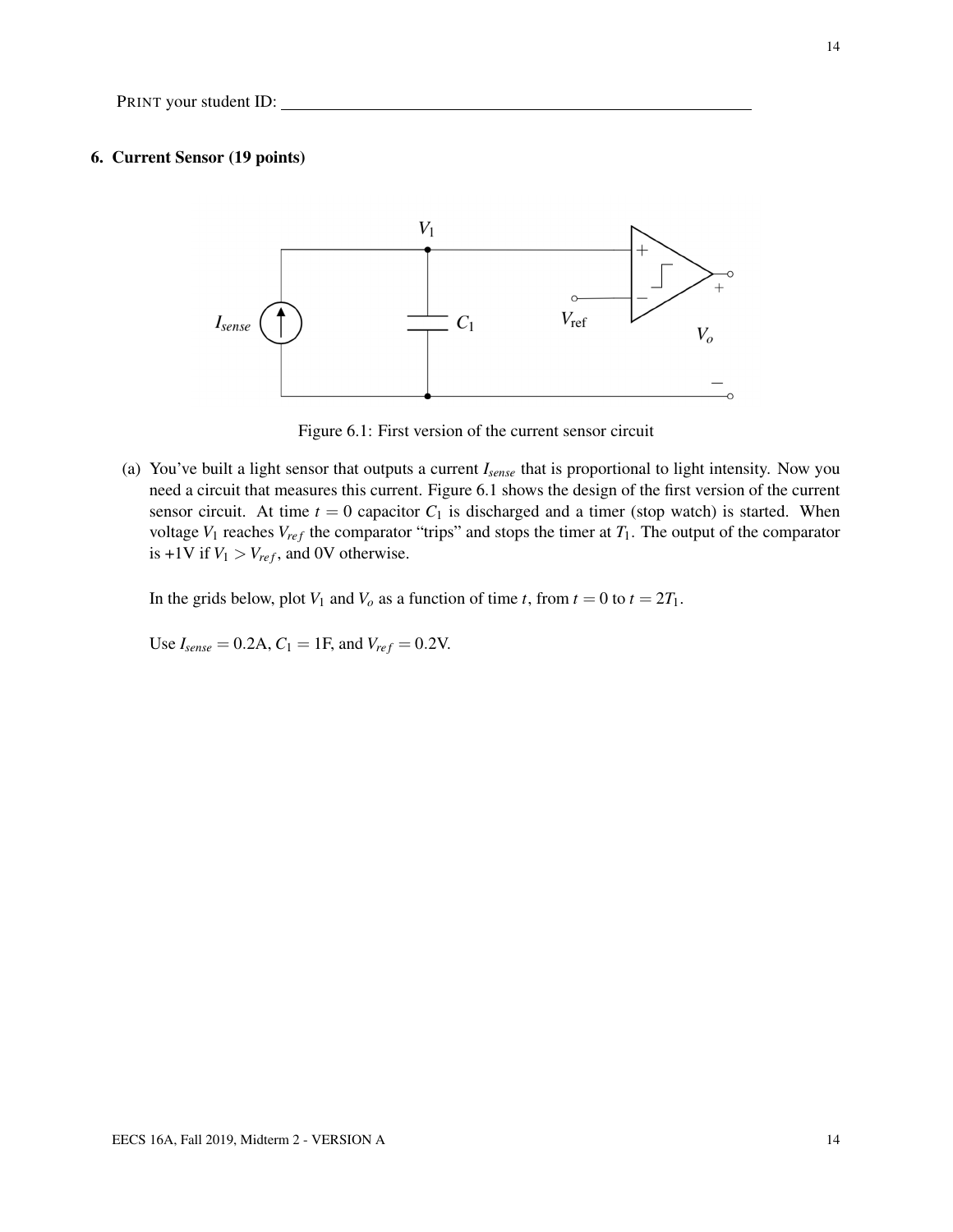PRINT your student ID: ______________________________

## 6. Current Sensor (19 points)

Figure 6.1: First version of the current sensor circuit

(a) You've built a light sensor that outputs a current $I_{sense}$ that is proportional to light intensity. Now you need a circuit that measures this current. Figure 6.1 shows the design of the first version of the current sensor circuit. At time $t = 0$ capacitor $C_1$ is discharged and a timer (stop watch) is started. When voltage $V_1$ reaches $V_{ref}$ the comparator "trips" and stops the timer at $T_1$. The output of the comparator is +1V if $V_1 > V_{ref}$, and 0V otherwise.

In the grids below, plot $V_1$ and $V_o$ as a function of time $t$, from $t = 0$ to $t = 2T_1$.

Use $I_{sense} = 0.2$A, $C_1 = 1$F, and $V_{ref} = 0.2$V.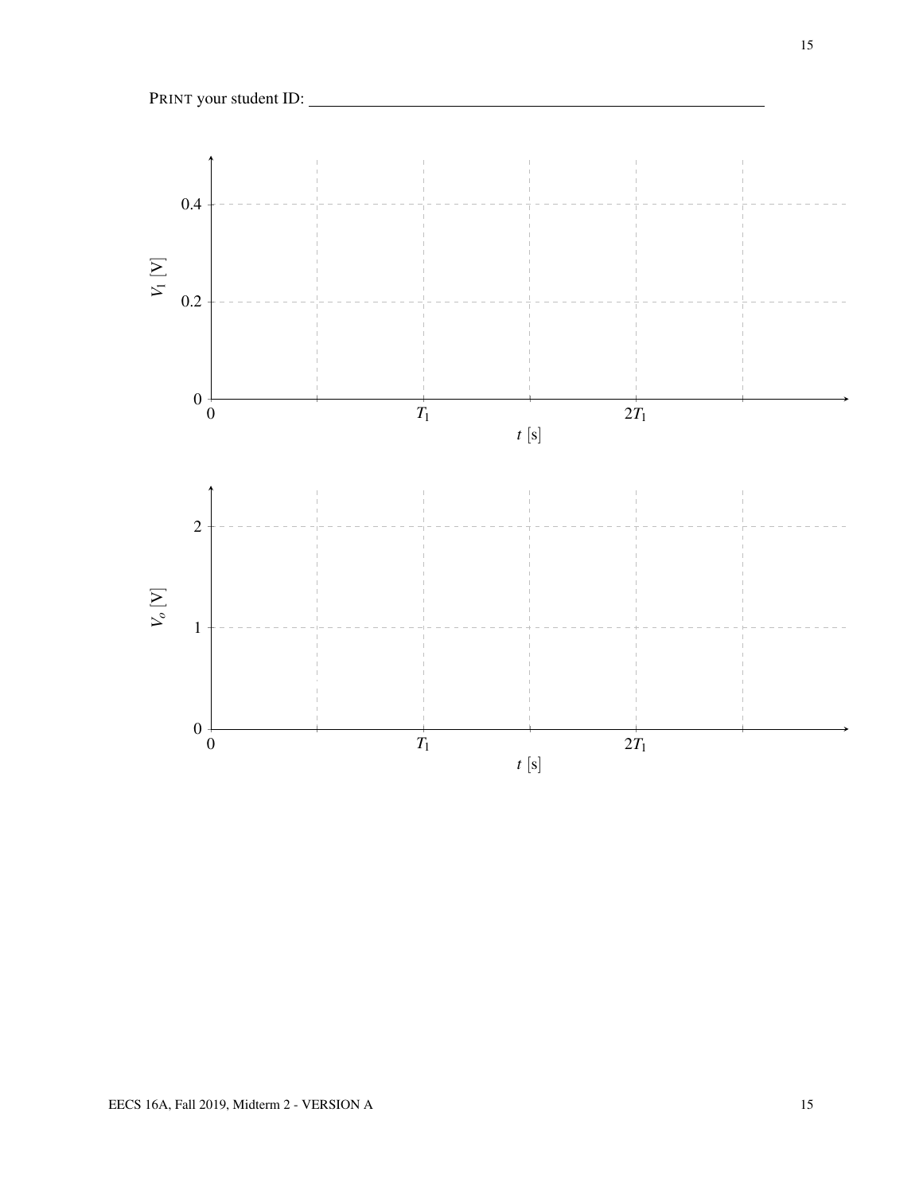PRINT your student ID: \_\_\_\_\_\_\_\_\_\_\_\_\_\_\_\_\_\_\_\_\_\_\_\_\_\_\_\_\_\_

0.4

0.2

0

$V_1$ [V]

0

$T_1$

$2T_1$

$t$ [s]

2

1

0

$V_o$ [V]

0

$T_1$

$2T_1$

$t$ [s]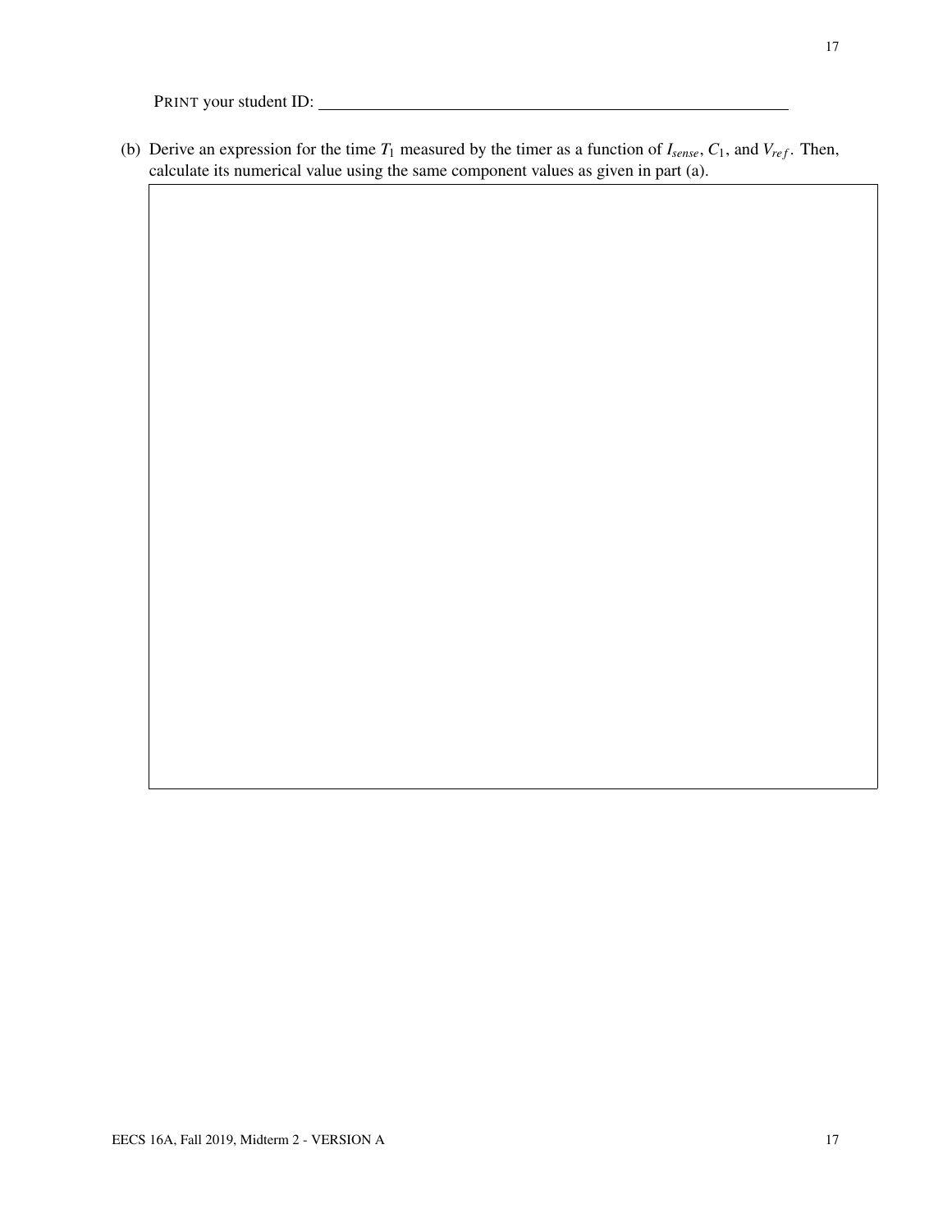PRINT your student ID: \_\_\_\_\_\_\_\_\_\_\_\_\_\_\_\_\_\_\_\_\_\_\_\_\_\_\_\_\_\_\_\_\_\_\_\_\_\_\_\_

(b) Derive an expression for the time $T_1$ measured by the timer as a function of $I_{sense}$, $C_1$, and $V_{ref}$. Then, calculate its numerical value using the same component values as given in part (a).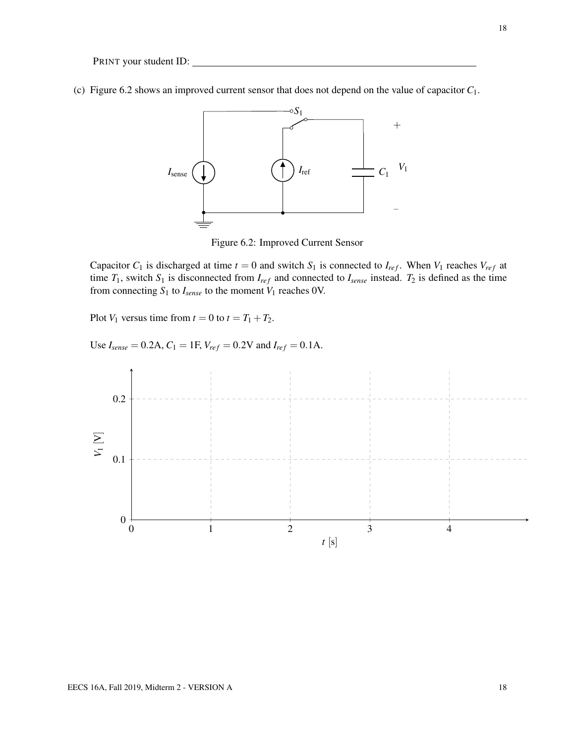PRINT your student ID: ______________________________

(c) Figure 6.2 shows an improved current sensor that does not depend on the value of capacitor $C_1$.

$S_1$

$I_{\text{sense}}$

$I_{\text{ref}}$

$C_1$

$V_1$

+

−

Figure 6.2: Improved Current Sensor

Capacitor $C_1$ is discharged at time $t = 0$ and switch $S_1$ is connected to $I_{ref}$. When $V_1$ reaches $V_{ref}$ at time $T_1$, switch $S_1$ is disconnected from $I_{ref}$ and connected to $I_{sense}$ instead. $T_2$ is defined as the time from connecting $S_1$ to $I_{sense}$ to the moment $V_1$ reaches 0V.

Plot $V_1$ versus time from $t = 0$ to $t = T_1 + T_2$.

Use $I_{sense} = 0.2\text{A}$, $C_1 = 1\text{F}$, $V_{ref} = 0.2\text{V}$ and $I_{ref} = 0.1\text{A}$.

$V_1$ [V]

0.2

0.1

0

0

1

2

3

4

$t$ [s]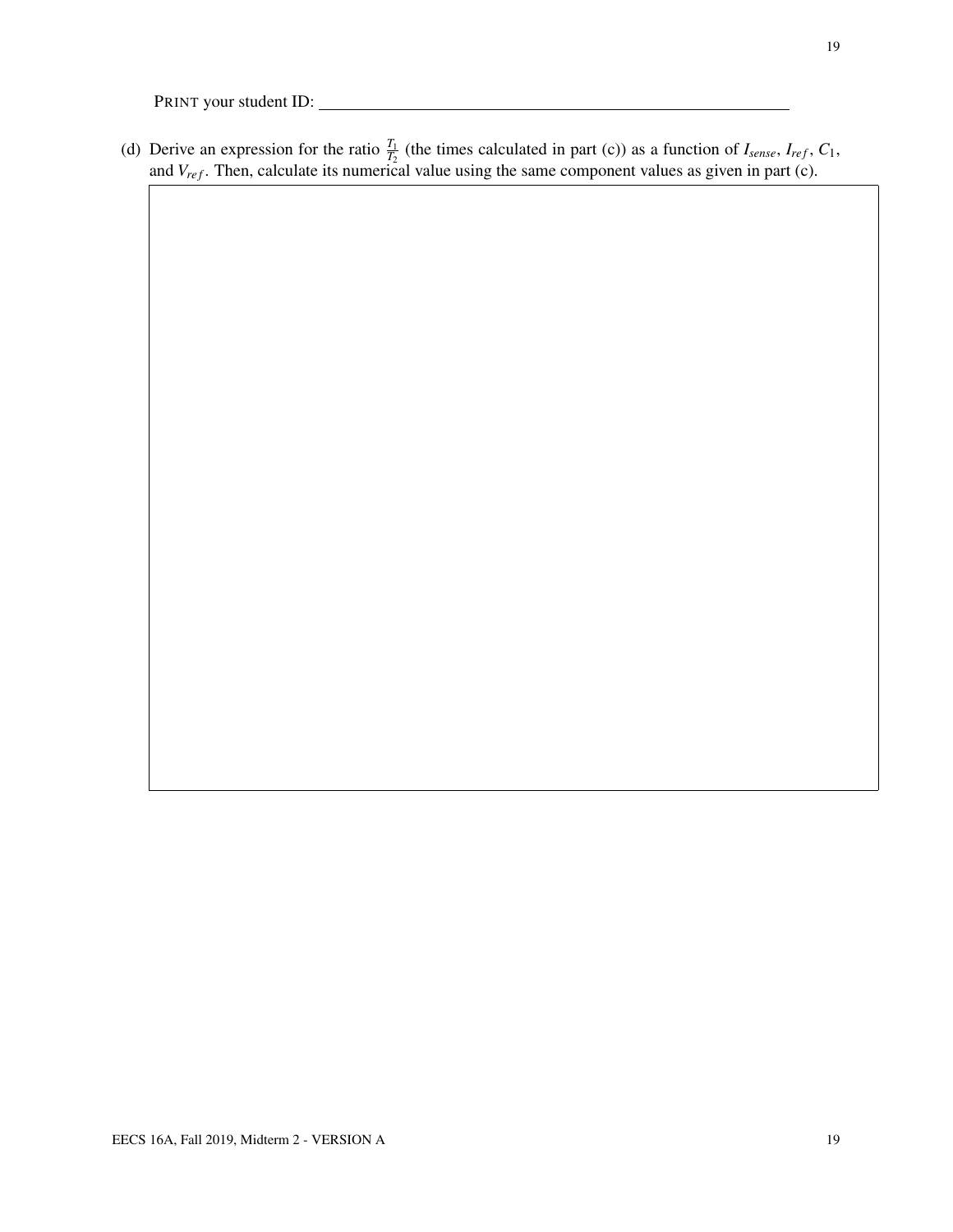PRINT your student ID: \_\_\_\_\_\_\_\_\_\_\_\_\_\_\_\_\_\_\_\_\_\_\_\_\_\_\_\_\_\_\_\_\_\_\_\_\_\_\_\_

(d) Derive an expression for the ratio $\frac{T_1}{T_2}$ (the times calculated in part (c)) as a function of $I_{sense}$, $I_{ref}$, $C_1$, and $V_{ref}$. Then, calculate its numerical value using the same component values as given in part (c).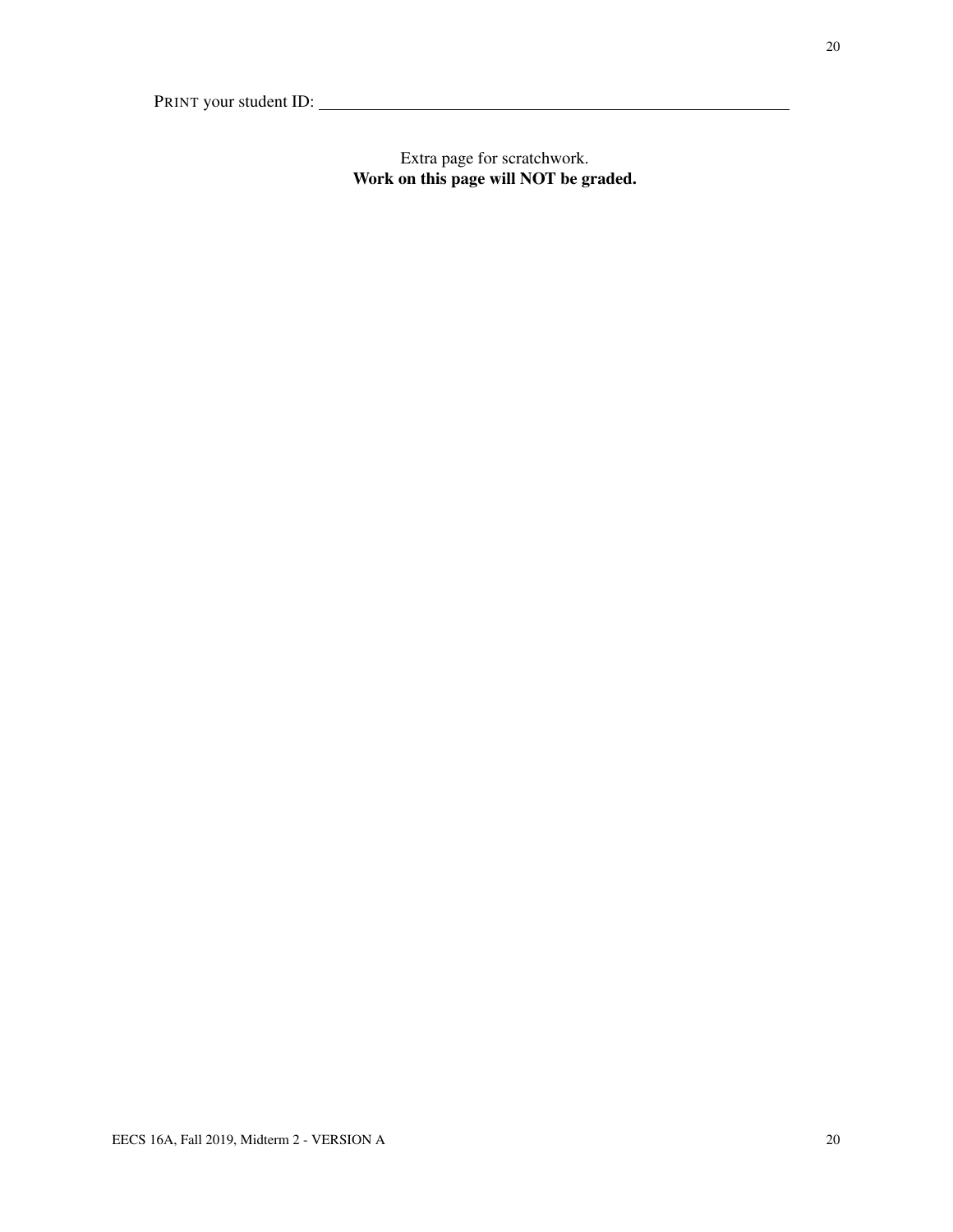PRINT your student ID: ____________________________________________

Extra page for scratchwork.
**Work on this page will NOT be graded.**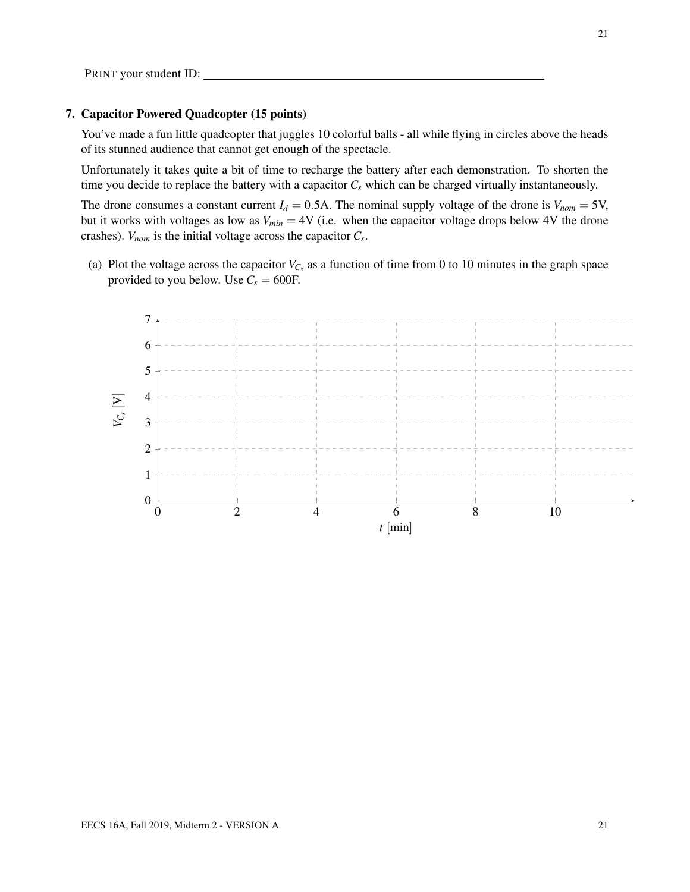PRINT your student ID: ______________________________

**7. Capacitor Powered Quadcopter (15 points)**

You've made a fun little quadcopter that juggles 10 colorful balls - all while flying in circles above the heads of its stunned audience that cannot get enough of the spectacle.

Unfortunately it takes quite a bit of time to recharge the battery after each demonstration. To shorten the time you decide to replace the battery with a capacitor $C_s$ which can be charged virtually instantaneously.

The drone consumes a constant current $I_d = 0.5$A. The nominal supply voltage of the drone is $V_{nom} = 5$V, but it works with voltages as low as $V_{min} = 4$V (i.e. when the capacitor voltage drops below 4V the drone crashes). $V_{nom}$ is the initial voltage across the capacitor $C_s$.

(a) Plot the voltage across the capacitor $V_{C_s}$ as a function of time from 0 to 10 minutes in the graph space provided to you below. Use $C_s = 600$F.

$V_{C_s}$ [V]

7
6
5
4
3
2
1
0

0 2 4 6 8 10

$t$ [min]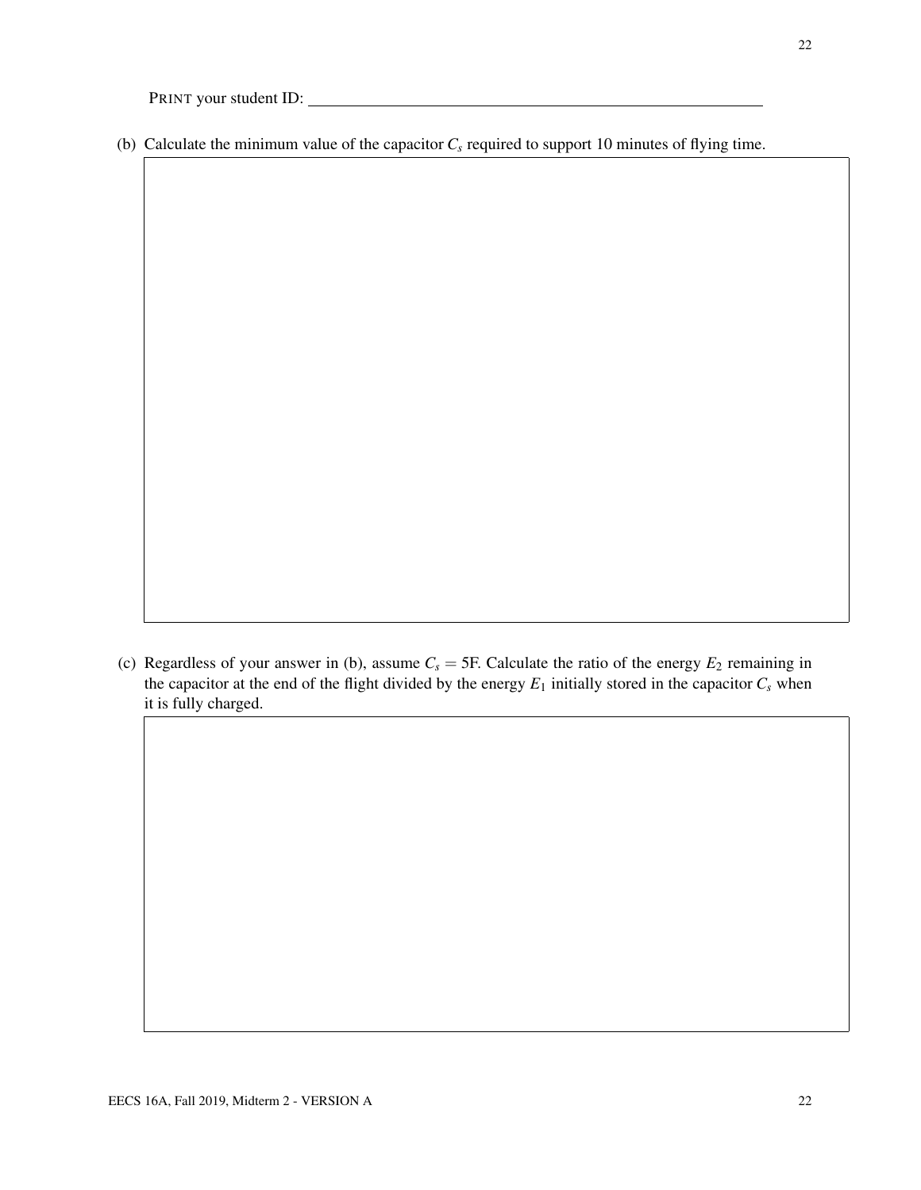PRINT your student ID: ____________________

(b) Calculate the minimum value of the capacitor $C_s$ required to support 10 minutes of flying time.

(c) Regardless of your answer in (b), assume $C_s = 5\text{F}$. Calculate the ratio of the energy $E_2$ remaining in the capacitor at the end of the flight divided by the energy $E_1$ initially stored in the capacitor $C_s$ when it is fully charged.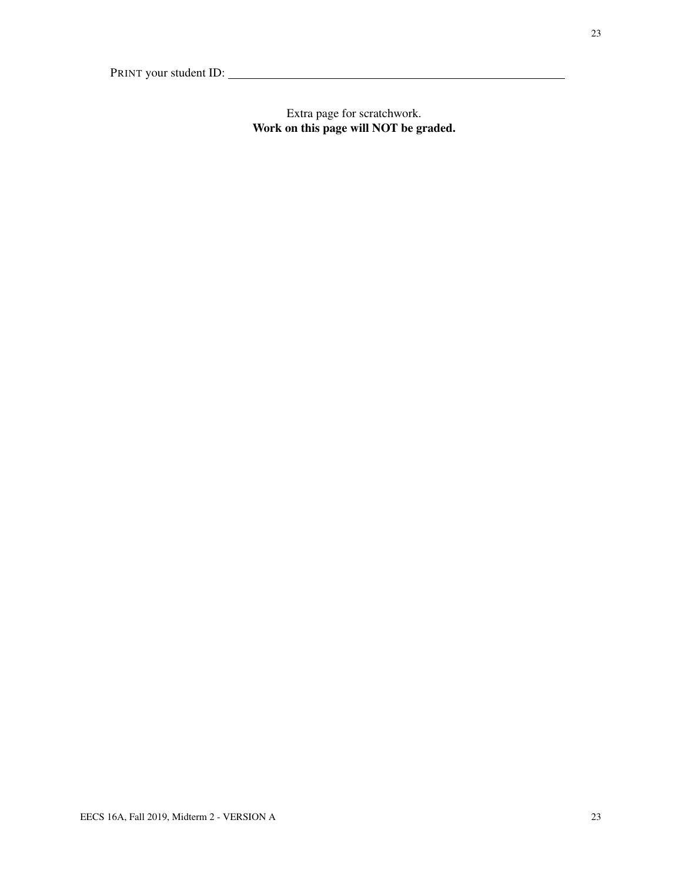PRINT your student ID: ________________________________

Extra page for scratchwork.
**Work on this page will NOT be graded.**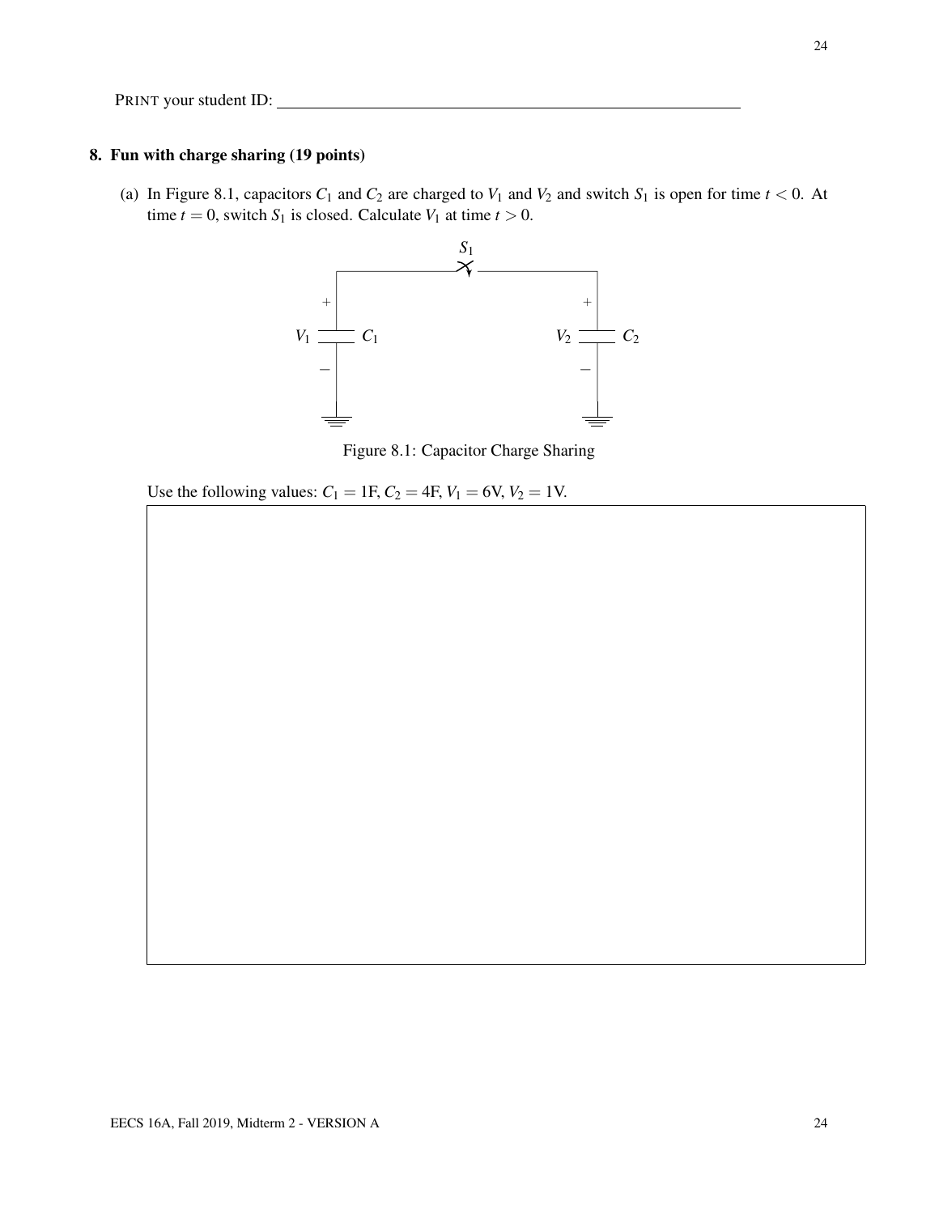PRINT your student ID: ______________________________

## 8. Fun with charge sharing (19 points)

(a) In Figure 8.1, capacitors $C_1$ and $C_2$ are charged to $V_1$ and $V_2$ and switch $S_1$ is open for time $t < 0$. At time $t = 0$, switch $S_1$ is closed. Calculate $V_1$ at time $t > 0$.

$S_1$

$+$ $+$

$V_1$ $C_1$ $V_2$ $C_2$

$-$ $-$

Figure 8.1: Capacitor Charge Sharing

Use the following values: $C_1 = 1\text{F}$, $C_2 = 4\text{F}$, $V_1 = 6\text{V}$, $V_2 = 1\text{V}$.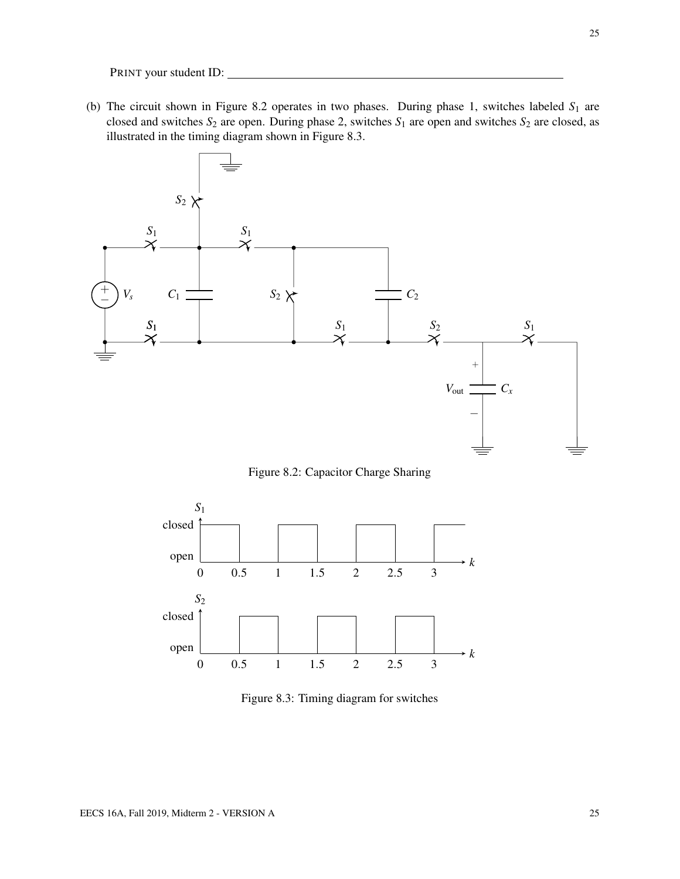PRINT your student ID: \_\_\_\_\_\_\_\_\_\_\_\_\_\_\_\_\_\_\_\_\_\_\_\_\_\_\_\_\_\_\_\_

(b) The circuit shown in Figure 8.2 operates in two phases. During phase 1, switches labeled $S_1$ are closed and switches $S_2$ are open. During phase 2, switches $S_1$ are open and switches $S_2$ are closed, as illustrated in the timing diagram shown in Figure 8.3.

$S_2$

$S_1$ $S_1$

$V_s$ $C_1$ $S_2$ $C_2$

$S_1$ $S_1$ $S_2$ $S_1$

$V_{\text{out}}$ $C_x$

Figure 8.2: Capacitor Charge Sharing

$S_1$

closed

open

0 0.5 1 1.5 2 2.5 3 $k$

$S_2$

closed

open

0 0.5 1 1.5 2 2.5 3 $k$

Figure 8.3: Timing diagram for switches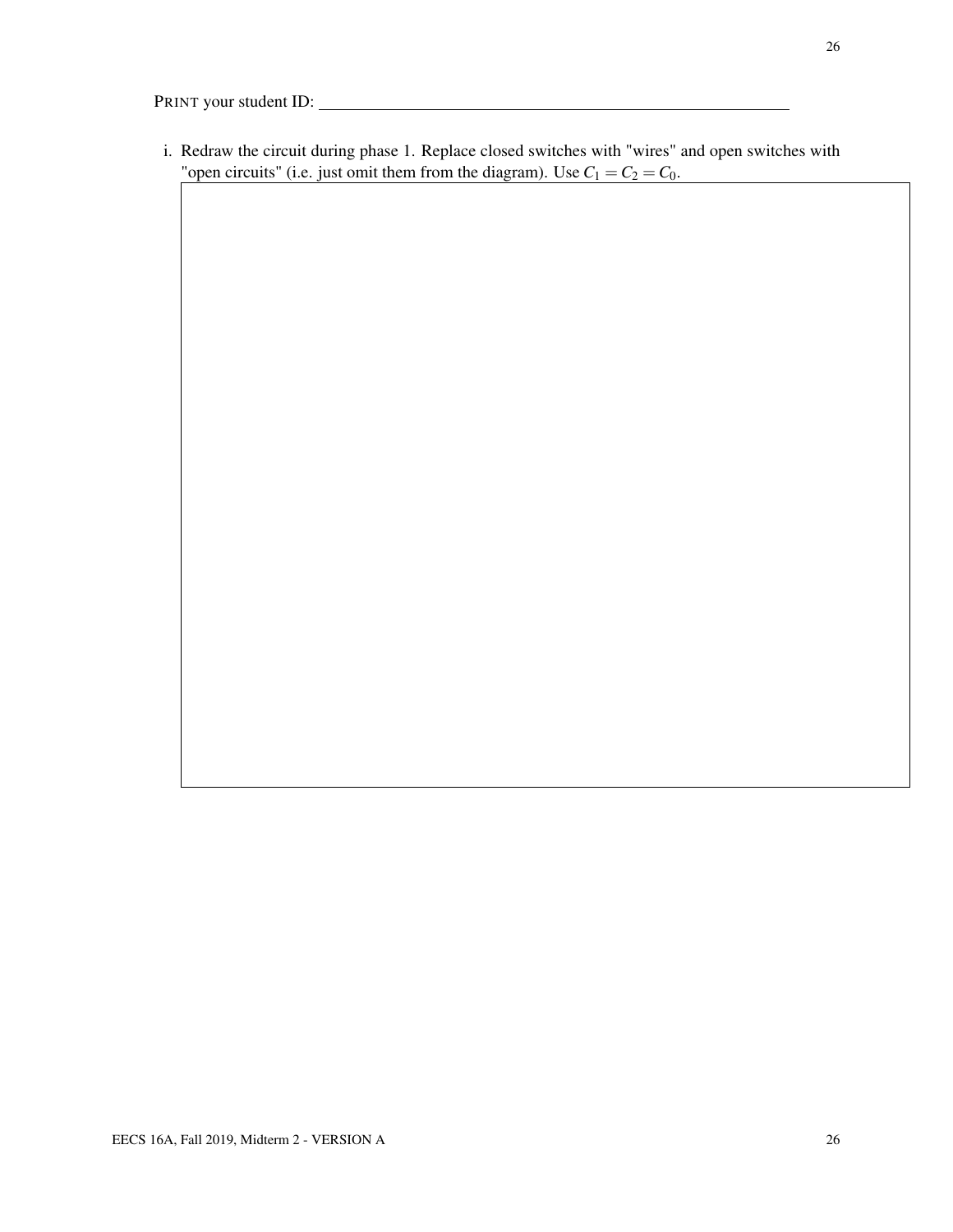PRINT your student ID: ______________________________

i. Redraw the circuit during phase 1. Replace closed switches with "wires" and open switches with "open circuits" (i.e. just omit them from the diagram). Use $C_1 = C_2 = C_0$.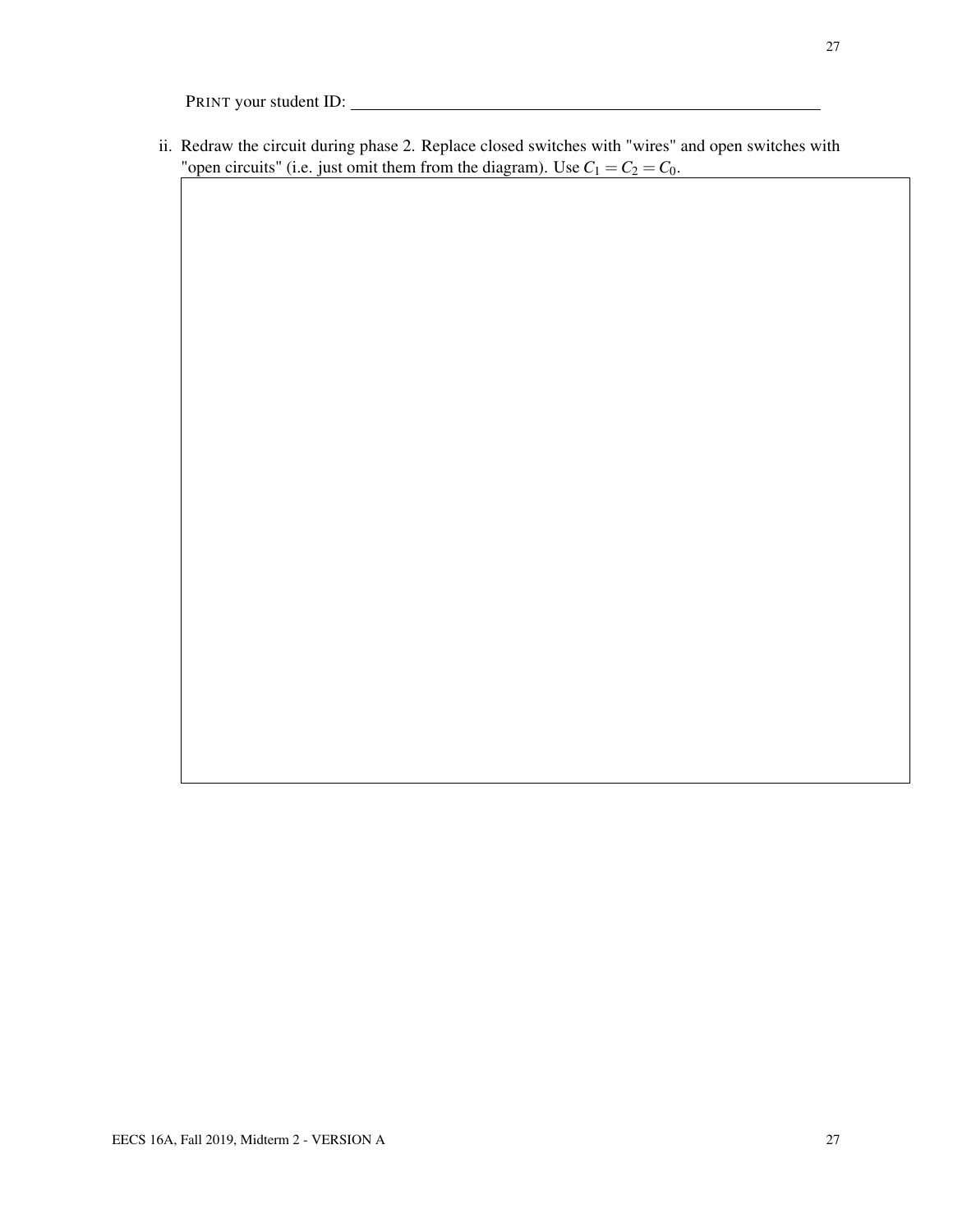PRINT your student ID: ___________________________________________

ii. Redraw the circuit during phase 2. Replace closed switches with "wires" and open switches with "open circuits" (i.e. just omit them from the diagram). Use $C_1 = C_2 = C_0$.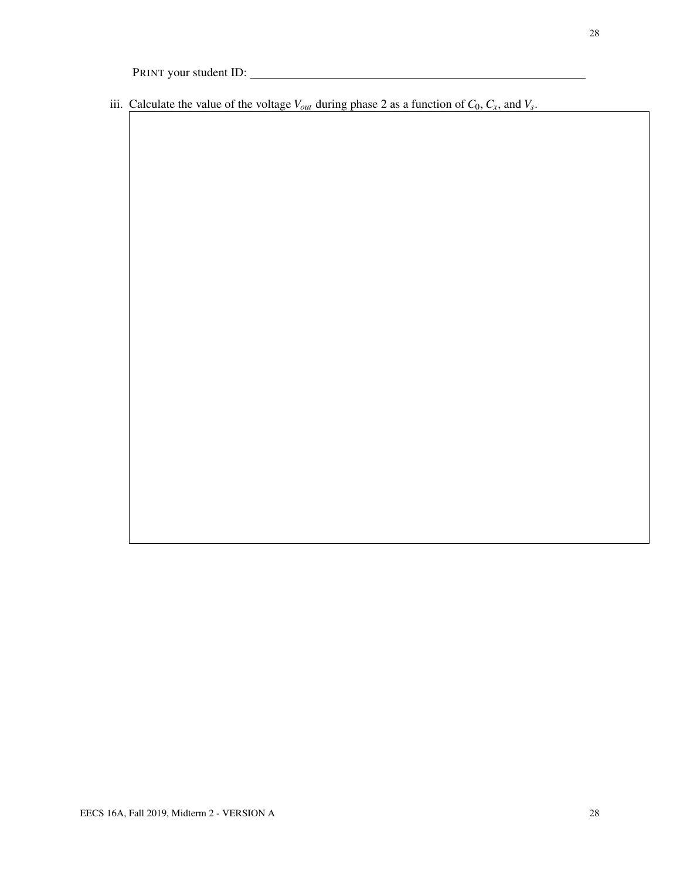PRINT your student ID: \_\_\_\_\_\_\_\_\_\_\_\_\_\_\_\_\_\_\_\_\_\_\_\_\_\_\_\_\_\_\_\_\_\_\_\_\_\_\_\_

iii. Calculate the value of the voltage $V_{out}$ during phase 2 as a function of $C_0$, $C_x$, and $V_s$.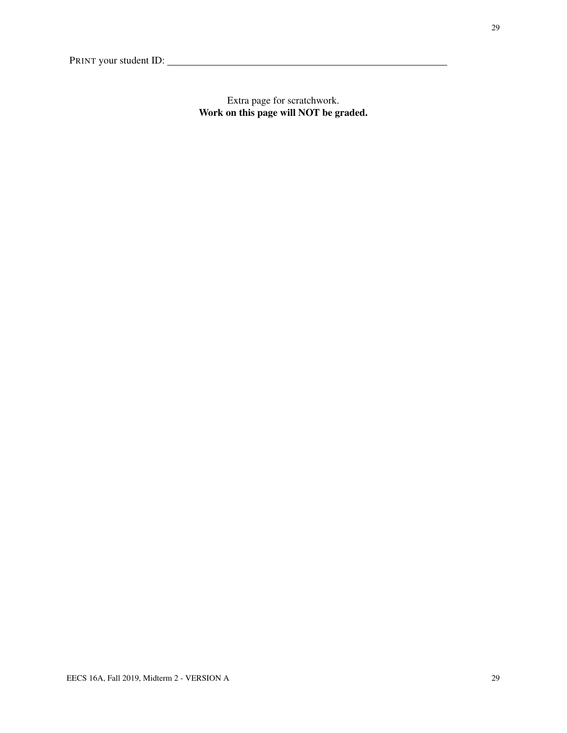PRINT your student ID: ________________________________

Extra page for scratchwork.
**Work on this page will NOT be graded.**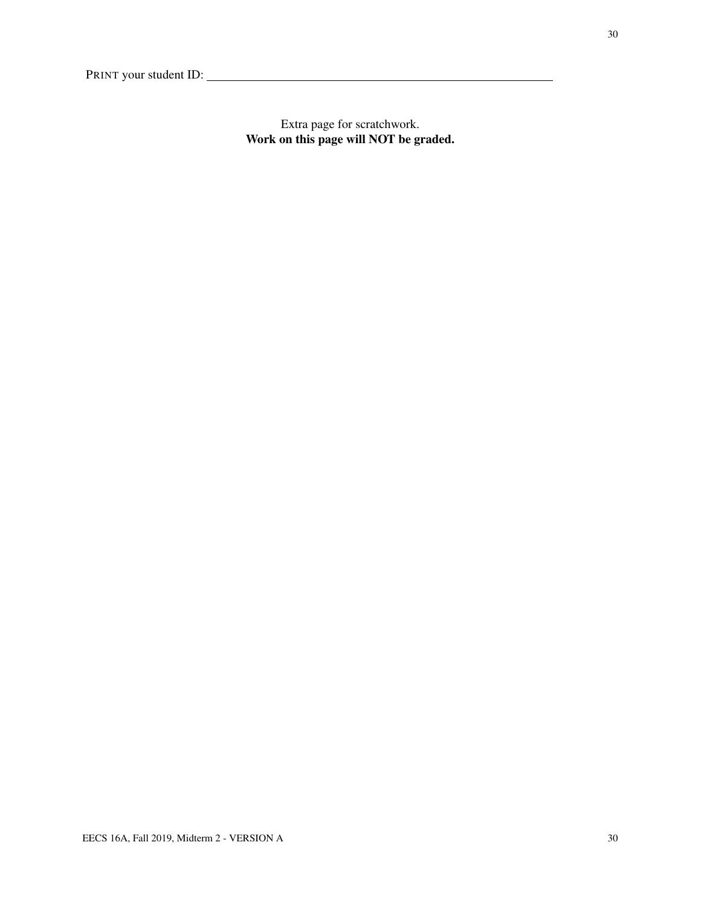PRINT your student ID: ____________________

Extra page for scratchwork.
**Work on this page will NOT be graded.**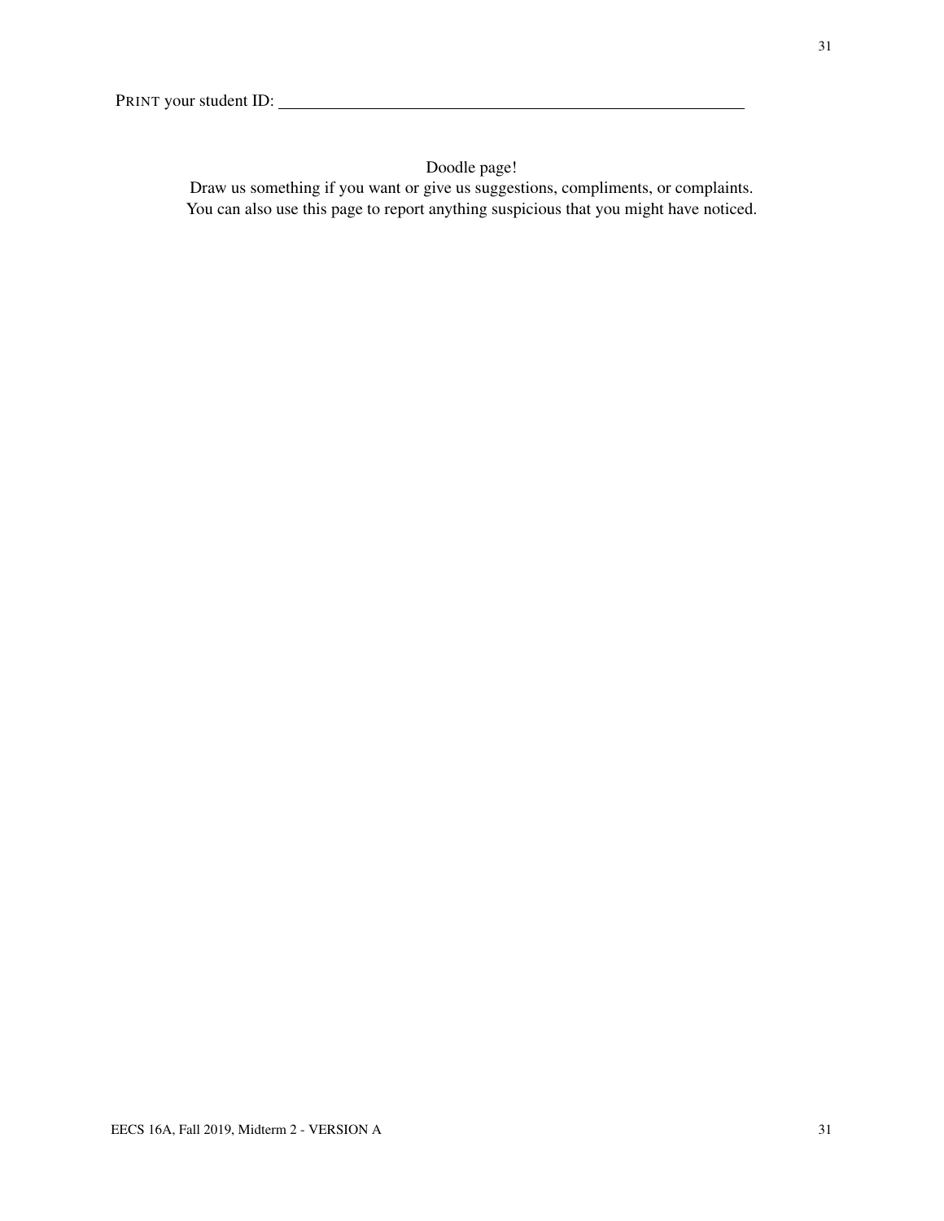PRINT your student ID: ________________________________________

Doodle page!

Draw us something if you want or give us suggestions, compliments, or complaints.
You can also use this page to report anything suspicious that you might have noticed.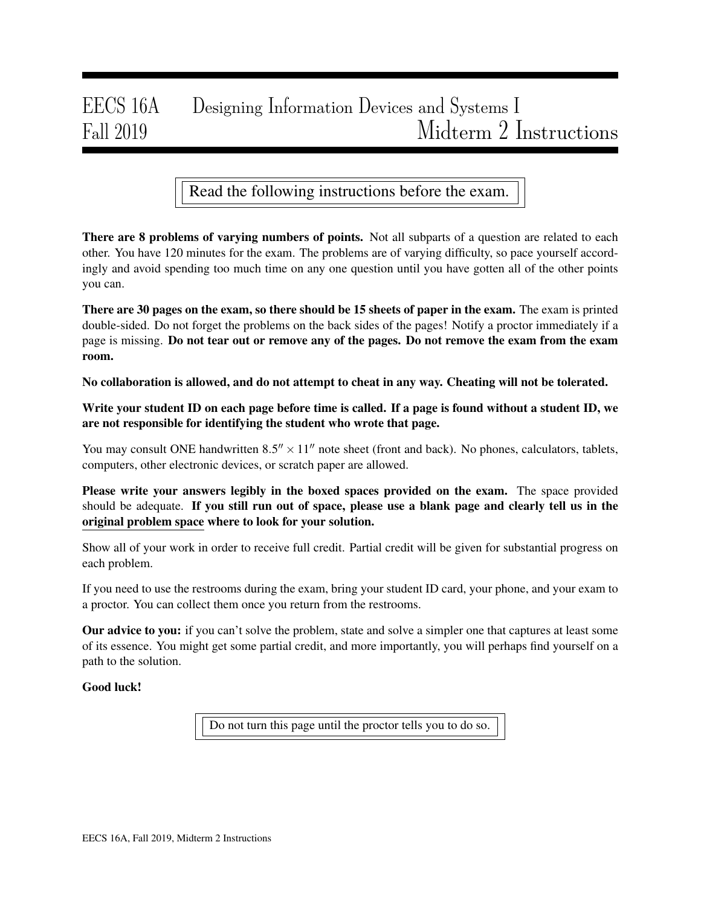# EECS 16A Designing Information Devices and Systems I
## Fall 2019 Midterm 2 Instructions

Read the following instructions before the exam.

**There are 8 problems of varying numbers of points.** Not all subparts of a question are related to each other. You have 120 minutes for the exam. The problems are of varying difficulty, so pace yourself accordingly and avoid spending too much time on any one question until you have gotten all of the other points you can.

**There are 30 pages on the exam, so there should be 15 sheets of paper in the exam.** The exam is printed double-sided. Do not forget the problems on the back sides of the pages! Notify a proctor immediately if a page is missing. **Do not tear out or remove any of the pages. Do not remove the exam from the exam room.**

**No collaboration is allowed, and do not attempt to cheat in any way. Cheating will not be tolerated.**

**Write your student ID on each page before time is called. If a page is found without a student ID, we are not responsible for identifying the student who wrote that page.**

You may consult ONE handwritten $8.5'' \times 11''$ note sheet (front and back). No phones, calculators, tablets, computers, other electronic devices, or scratch paper are allowed.

**Please write your answers legibly in the boxed spaces provided on the exam.** The space provided should be adequate. **If you still run out of space, please use a blank page and clearly tell us in the original problem space where to look for your solution.**

Show all of your work in order to receive full credit. Partial credit will be given for substantial progress on each problem.

If you need to use the restrooms during the exam, bring your student ID card, your phone, and your exam to a proctor. You can collect them once you return from the restrooms.

**Our advice to you:** if you can't solve the problem, state and solve a simpler one that captures at least some of its essence. You might get some partial credit, and more importantly, you will perhaps find yourself on a path to the solution.

**Good luck!**

Do not turn this page until the proctor tells you to do so.